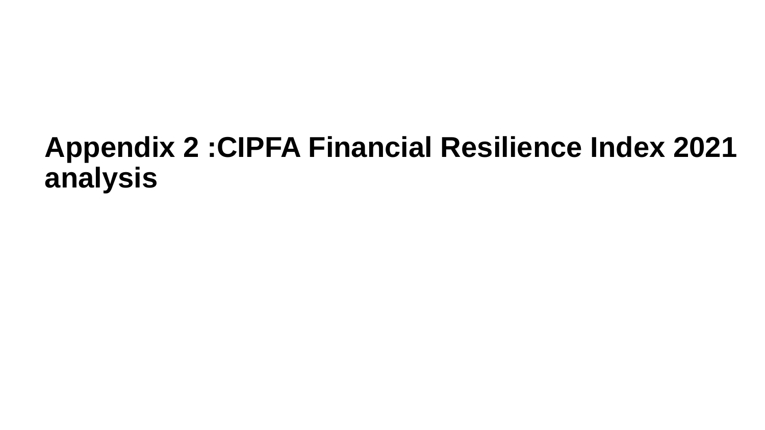# Appendix 2 :CIPFA Financial Resilience Index 2021 analysis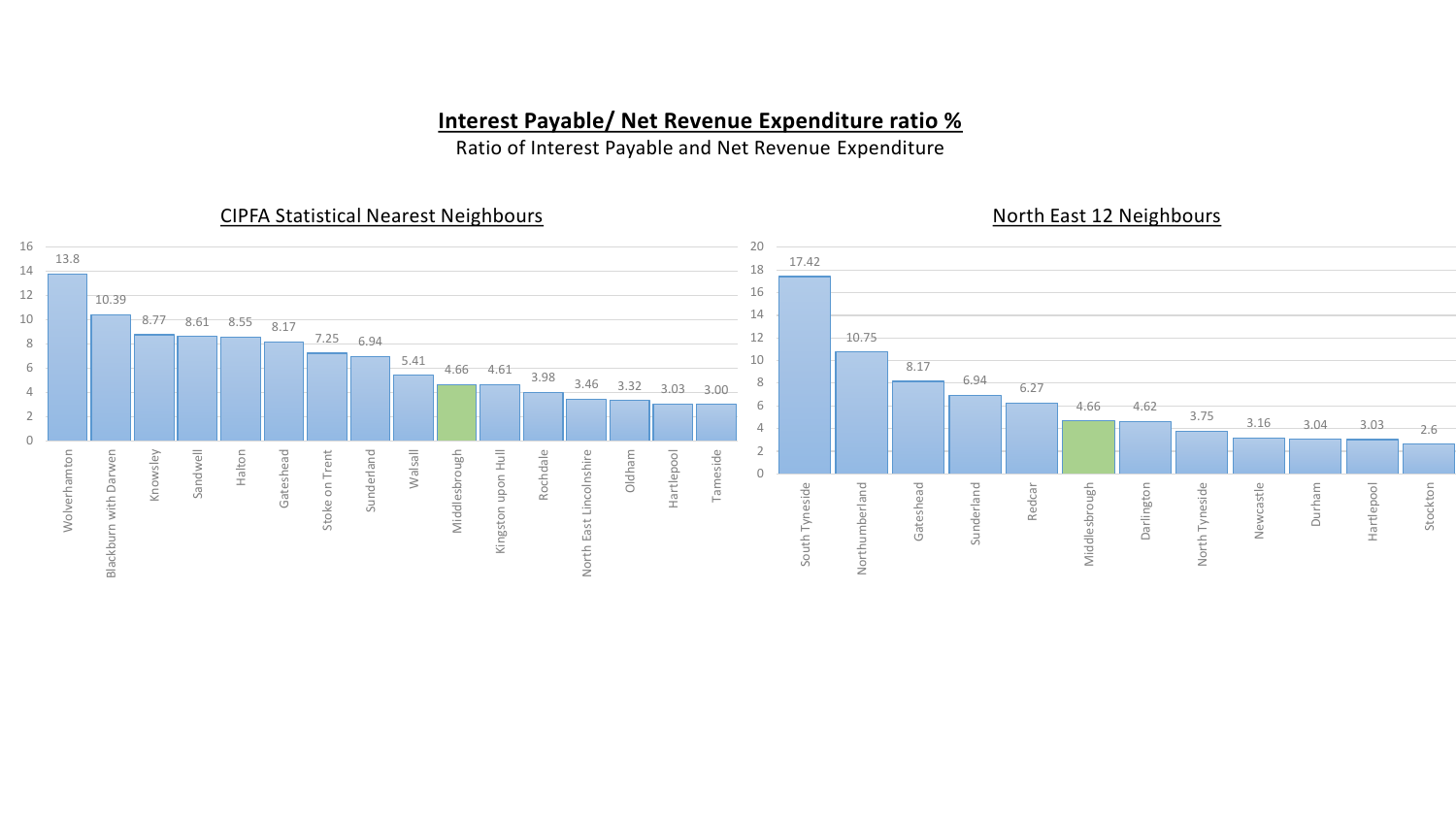# Interest Payable/ Net Revenue Expenditure ratio %

Ratio of Interest Payable and Net Revenue Expenditure

## CIPFA Statistical Nearest Neighbours

| Authority | Ratio % |
| --- | --- |
| Wolverhamton | 13.8 |
| Blackburn with Darwen | 10.39 |
| Knowsley | 8.77 |
| Sandwell | 8.61 |
| Halton | 8.55 |
| Gateshead | 8.17 |
| Stoke on Trent | 7.25 |
| Sunderland | 6.94 |
| Walsall | 5.41 |
| Middlesbrough | 4.66 |
| Kingston upon Hull | 4.61 |
| Rochdale | 3.98 |
| North East Lincolnshire | 3.46 |
| Oldham | 3.32 |
| Hartlepool | 3.03 |
| Tameside | 3.00 |

## North East 12 Neighbours

| Authority | Ratio % |
| --- | --- |
| South Tyneside | 17.42 |
| Northumberland | 10.75 |
| Gateshead | 8.17 |
| Sunderland | 6.94 |
| Redcar | 6.27 |
| Middlesbrough | 4.66 |
| Darlington | 4.62 |
| North Tyneside | 3.75 |
| Newcastle | 3.16 |
| Durham | 3.04 |
| Hartlepool | 3.03 |
| Stockton | 2.6 |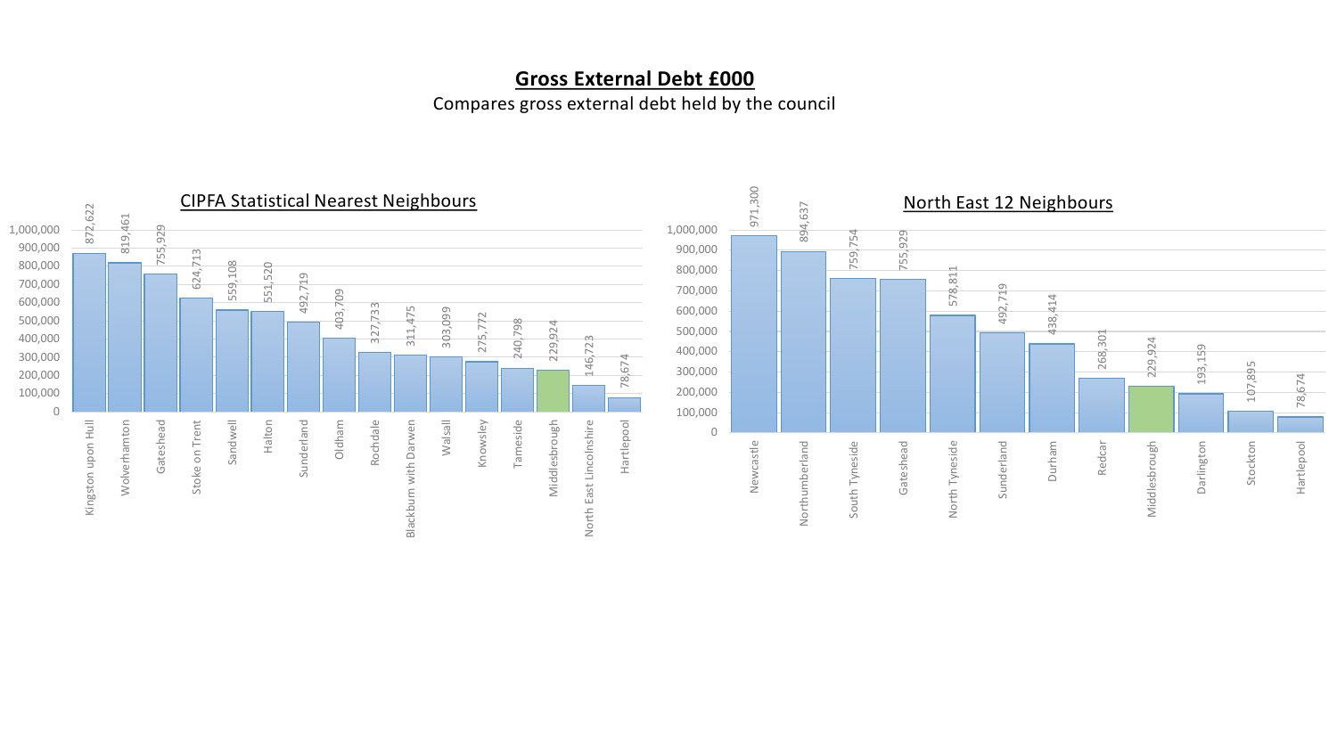# Gross External Debt £000

Compares gross external debt held by the council

## CIPFA Statistical Nearest Neighbours

| Council | Gross External Debt £000 |
|---|---|
| Kingston upon Hull | 872,622 |
| Wolverhamton | 819,461 |
| Gateshead | 755,929 |
| Stoke on Trent | 624,713 |
| Sandwell | 559,108 |
| Halton | 551,520 |
| Sunderland | 492,719 |
| Oldham | 403,709 |
| Rochdale | 327,733 |
| Blackburn with Darwen | 311,475 |
| Walsall | 303,099 |
| Knowsley | 275,772 |
| Tameside | 240,798 |
| Middlesbrough | 229,924 |
| North East Lincolnshire | 146,723 |
| Hartlepool | 78,674 |

## North East 12 Neighbours

| Council | Gross External Debt £000 |
|---|---|
| Newcastle | 971,300 |
| Northumberland | 894,637 |
| South Tyneside | 759,754 |
| Gateshead | 755,929 |
| North Tyneside | 578,811 |
| Sunderland | 492,719 |
| Durham | 438,414 |
| Redcar | 268,301 |
| Middlesbrough | 229,924 |
| Darlington | 193,159 |
| Stockton | 107,895 |
| Hartlepool | 78,674 |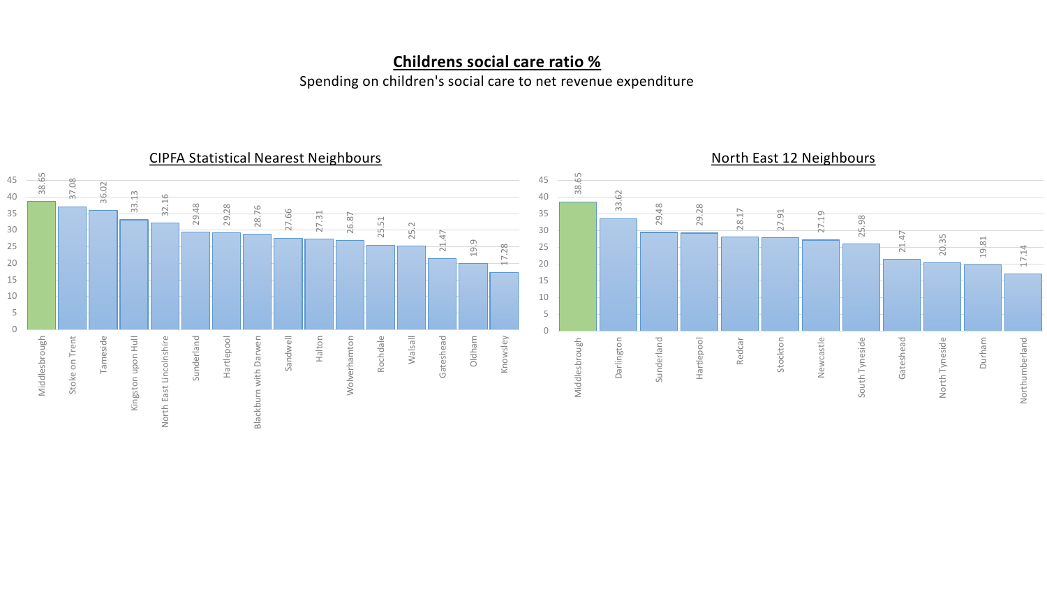# Childrens social care ratio %

Spending on children's social care to net revenue expenditure

## CIPFA Statistical Nearest Neighbours

| Authority | Ratio % |
|---|---|
| Middlesbrough | 38.65 |
| Stoke on Trent | 37.08 |
| Tameside | 36.02 |
| Kingston upon Hull | 33.13 |
| North East Lincolnshire | 32.16 |
| Sunderland | 29.48 |
| Hartlepool | 29.28 |
| Blackburn with Darwen | 28.76 |
| Sandwell | 27.66 |
| Halton | 27.31 |
| Wolverhamton | 26.87 |
| Rochdale | 25.51 |
| Walsall | 25.2 |
| Gateshead | 21.47 |
| Oldham | 19.9 |
| Knowsley | 17.28 |

## North East 12 Neighbours

| Authority | Ratio % |
|---|---|
| Middlesbrough | 38.65 |
| Darlington | 33.62 |
| Sunderland | 29.48 |
| Hartlepool | 29.28 |
| Redcar | 28.17 |
| Stockton | 27.91 |
| Newcastle | 27.19 |
| South Tyneside | 25.98 |
| Gateshead | 21.47 |
| North Tyneside | 20.35 |
| Durham | 19.81 |
| Northumberland | 17.14 |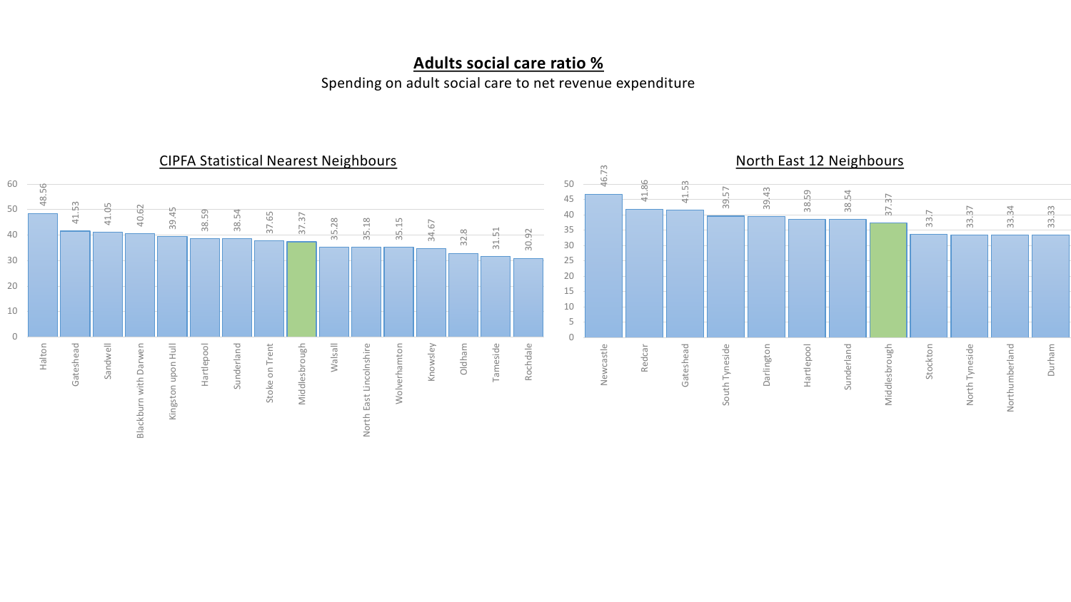# Adults social care ratio %

Spending on adult social care to net revenue expenditure

## CIPFA Statistical Nearest Neighbours

| Authority | Ratio % |
|---|---|
| Halton | 48.56 |
| Gateshead | 41.53 |
| Sandwell | 41.05 |
| Blackburn with Darwen | 40.62 |
| Kingston upon Hull | 39.45 |
| Hartlepool | 38.59 |
| Sunderland | 38.54 |
| Stoke on Trent | 37.65 |
| Middlesbrough | 37.37 |
| Walsall | 35.28 |
| North East Lincolnshire | 35.18 |
| Wolverhamton | 35.15 |
| Knowsley | 34.67 |
| Oldham | 32.8 |
| Tameside | 31.51 |
| Rochdale | 30.92 |

## North East 12 Neighbours

| Authority | Ratio % |
|---|---|
| Newcastle | 46.73 |
| Redcar | 41.86 |
| Gateshead | 41.53 |
| South Tyneside | 39.57 |
| Darlington | 39.43 |
| Hartlepool | 38.59 |
| Sunderland | 38.54 |
| Middlesbrough | 37.37 |
| Stockton | 33.7 |
| North Tyneside | 33.37 |
| Northumberland | 33.34 |
| Durham | 33.33 |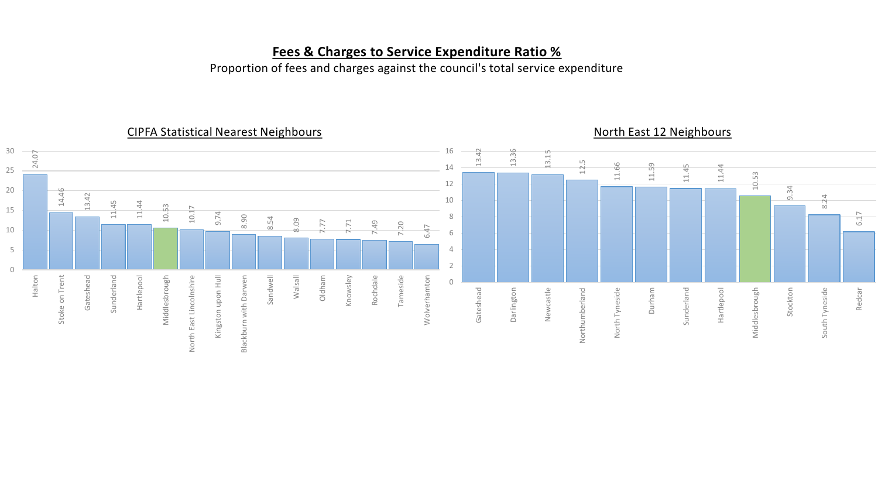# **Fees & Charges to Service Expenditure Ratio %**

Proportion of fees and charges against the council's total service expenditure

## CIPFA Statistical Nearest Neighbours

| Authority | Ratio % |
| --- | --- |
| Halton | 24.07 |
| Stoke on Trent | 14.46 |
| Gateshead | 13.42 |
| Sunderland | 11.45 |
| Hartlepool | 11.44 |
| Middlesbrough | 10.53 |
| North East Lincolnshire | 10.17 |
| Kingston upon Hull | 9.74 |
| Blackburn with Darwen | 8.90 |
| Sandwell | 8.54 |
| Walsall | 8.09 |
| Oldham | 7.77 |
| Knowsley | 7.71 |
| Rochdale | 7.49 |
| Tameside | 7.20 |
| Wolverhamton | 6.47 |

## North East 12 Neighbours

| Authority | Ratio % |
| --- | --- |
| Gateshead | 13.42 |
| Darlington | 13.36 |
| Newcastle | 13.15 |
| Northumberland | 12.5 |
| North Tyneside | 11.66 |
| Durham | 11.59 |
| Sunderland | 11.45 |
| Hartlepool | 11.44 |
| Middlesbrough | 10.53 |
| Stockton | 9.34 |
| South Tyneside | 8.24 |
| Redcar | 6.17 |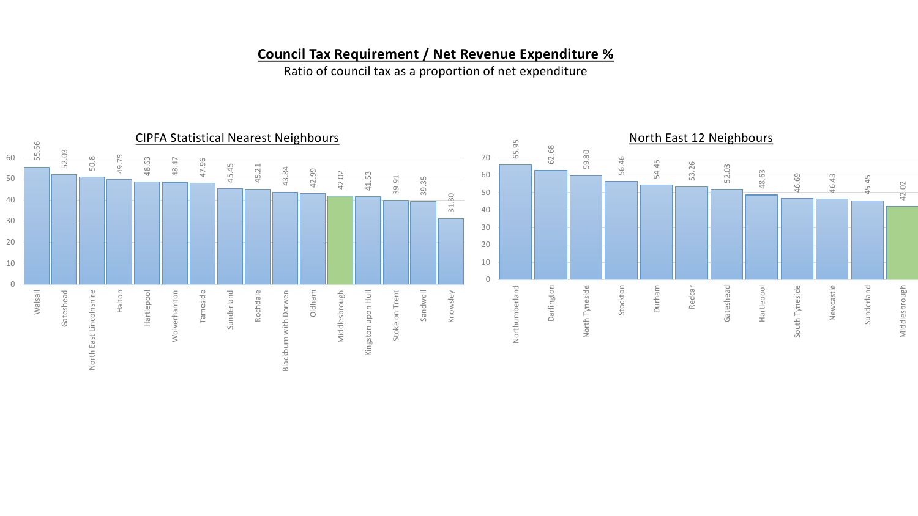# Council Tax Requirement / Net Revenue Expenditure %

Ratio of council tax as a proportion of net expenditure

## CIPFA Statistical Nearest Neighbours

| Authority | % |
|---|---|
| Walsall | 55.66 |
| Gateshead | 52.03 |
| North East Lincolnshire | 50.8 |
| Halton | 49.75 |
| Hartlepool | 48.63 |
| Wolverhamton | 48.47 |
| Tameside | 47.96 |
| Sunderland | 45.45 |
| Rochdale | 45.21 |
| Blackburn with Darwen | 43.84 |
| Oldham | 42.99 |
| Middlesbrough | 42.02 |
| Kingston upon Hull | 41.53 |
| Stoke on Trent | 39.91 |
| Sandwell | 39.35 |
| Knowsley | 31.30 |

## North East 12 Neighbours

| Authority | % |
|---|---|
| Northumberland | 65.95 |
| Darlington | 62.68 |
| North Tyneside | 59.80 |
| Stockton | 56.46 |
| Durham | 54.45 |
| Redcar | 53.26 |
| Gateshead | 52.03 |
| Hartlepool | 48.63 |
| South Tyneside | 46.69 |
| Newcastle | 46.43 |
| Sunderland | 45.45 |
| Middlesbrough | 42.02 |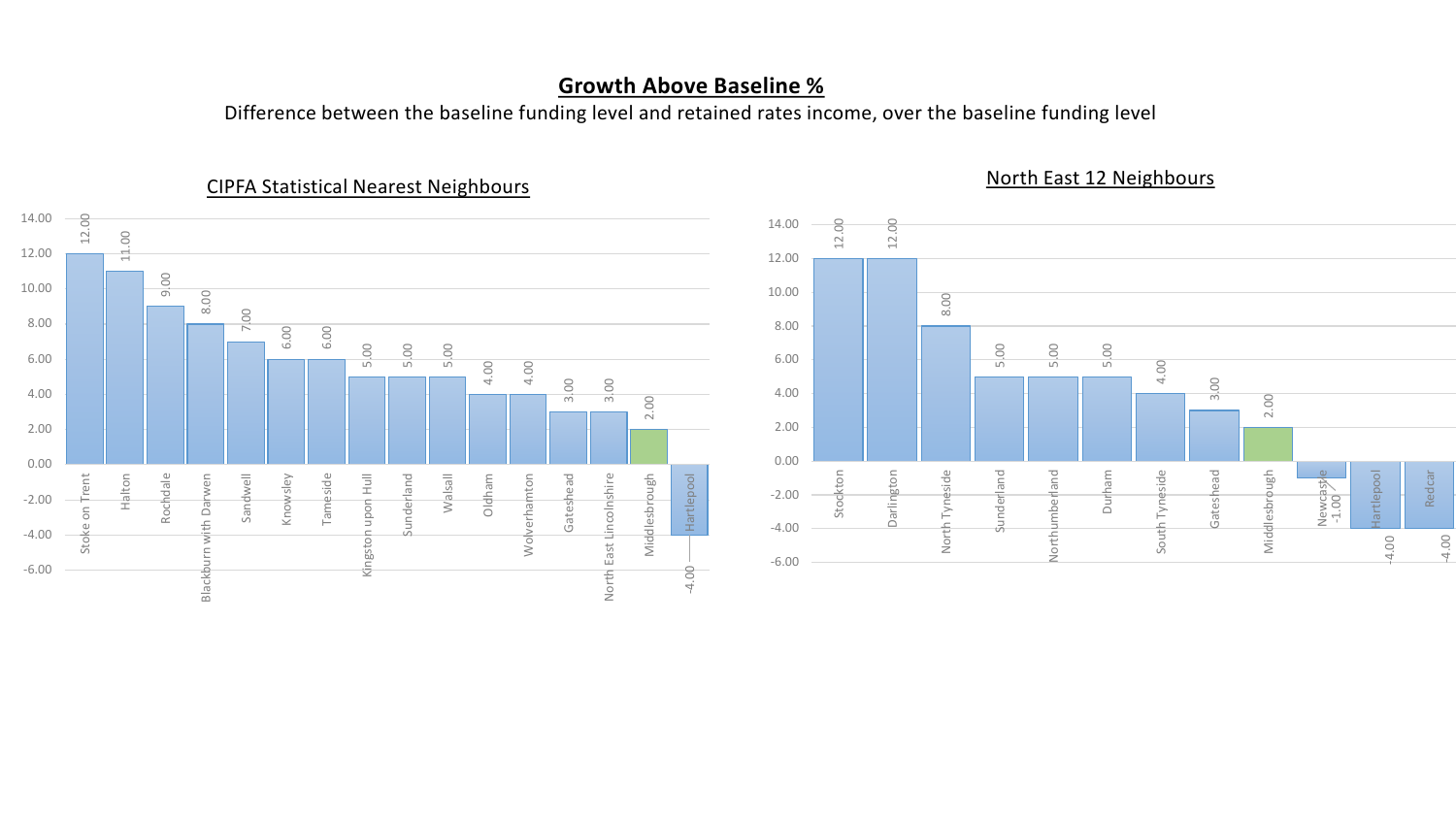## Growth Above Baseline %

Difference between the baseline funding level and retained rates income, over the baseline funding level

### CIPFA Statistical Nearest Neighbours

| Authority | Growth Above Baseline % |
|---|---|
| Stoke on Trent | 12.00 |
| Halton | 11.00 |
| Rochdale | 9.00 |
| Blackburn with Darwen | 8.00 |
| Sandwell | 7.00 |
| Knowsley | 6.00 |
| Tameside | 6.00 |
| Kingston upon Hull | 5.00 |
| Sunderland | 5.00 |
| Walsall | 5.00 |
| Oldham | 4.00 |
| Wolverhamton | 4.00 |
| Gateshead | 3.00 |
| North East Lincolnshire | 3.00 |
| Middlesbrough | 2.00 |
| Hartlepool | -4.00 |

### North East 12 Neighbours

| Authority | Growth Above Baseline % |
|---|---|
| Stockton | 12.00 |
| Darlington | 12.00 |
| North Tyneside | 8.00 |
| Sunderland | 5.00 |
| Northumberland | 5.00 |
| Durham | 5.00 |
| South Tyneside | 4.00 |
| Gateshead | 3.00 |
| Middlesbrough | 2.00 |
| Newcastle | -1.00 |
| Hartlepool | -4.00 |
| Redcar | -4.00 |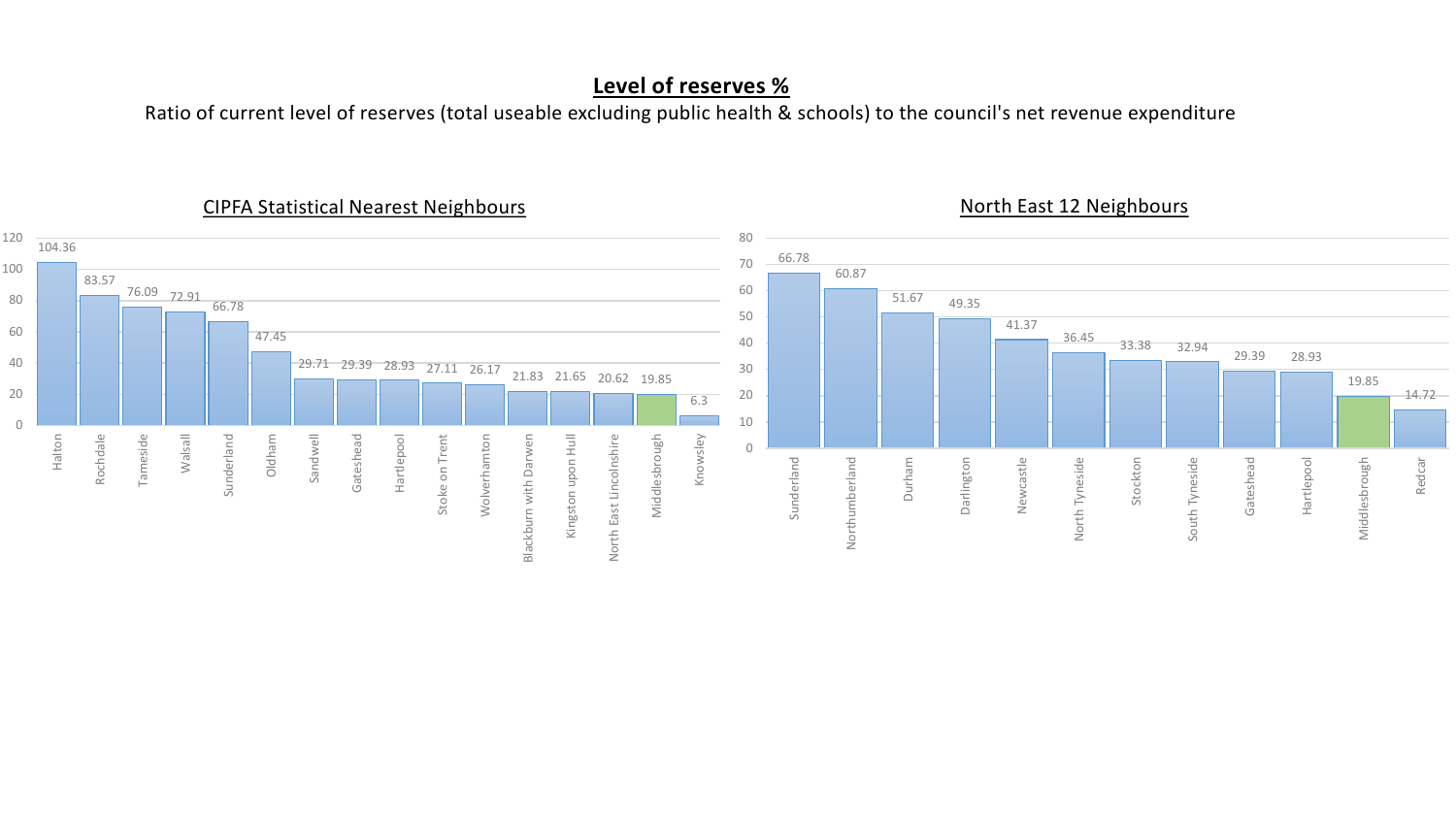## Level of reserves %

Ratio of current level of reserves (total useable excluding public health & schools) to the council's net revenue expenditure

### CIPFA Statistical Nearest Neighbours

| Council | Level of reserves % |
|---|---|
| Halton | 104.36 |
| Rochdale | 83.57 |
| Tameside | 76.09 |
| Walsall | 72.91 |
| Sunderland | 66.78 |
| Oldham | 47.45 |
| Sandwell | 29.71 |
| Gateshead | 29.39 |
| Hartlepool | 28.93 |
| Stoke on Trent | 27.11 |
| Wolverhamton | 26.17 |
| Blackburn with Darwen | 21.83 |
| Kingston upon Hull | 21.65 |
| North East Lincolnshire | 20.62 |
| Middlesbrough | 19.85 |
| Knowsley | 6.3 |

### North East 12 Neighbours

| Council | Level of reserves % |
|---|---|
| Sunderland | 66.78 |
| Northumberland | 60.87 |
| Durham | 51.67 |
| Darlington | 49.35 |
| Newcastle | 41.37 |
| North Tyneside | 36.45 |
| Stockton | 33.38 |
| South Tyneside | 32.94 |
| Gateshead | 29.39 |
| Hartlepool | 28.93 |
| Middlesbrough | 19.85 |
| Redcar | 14.72 |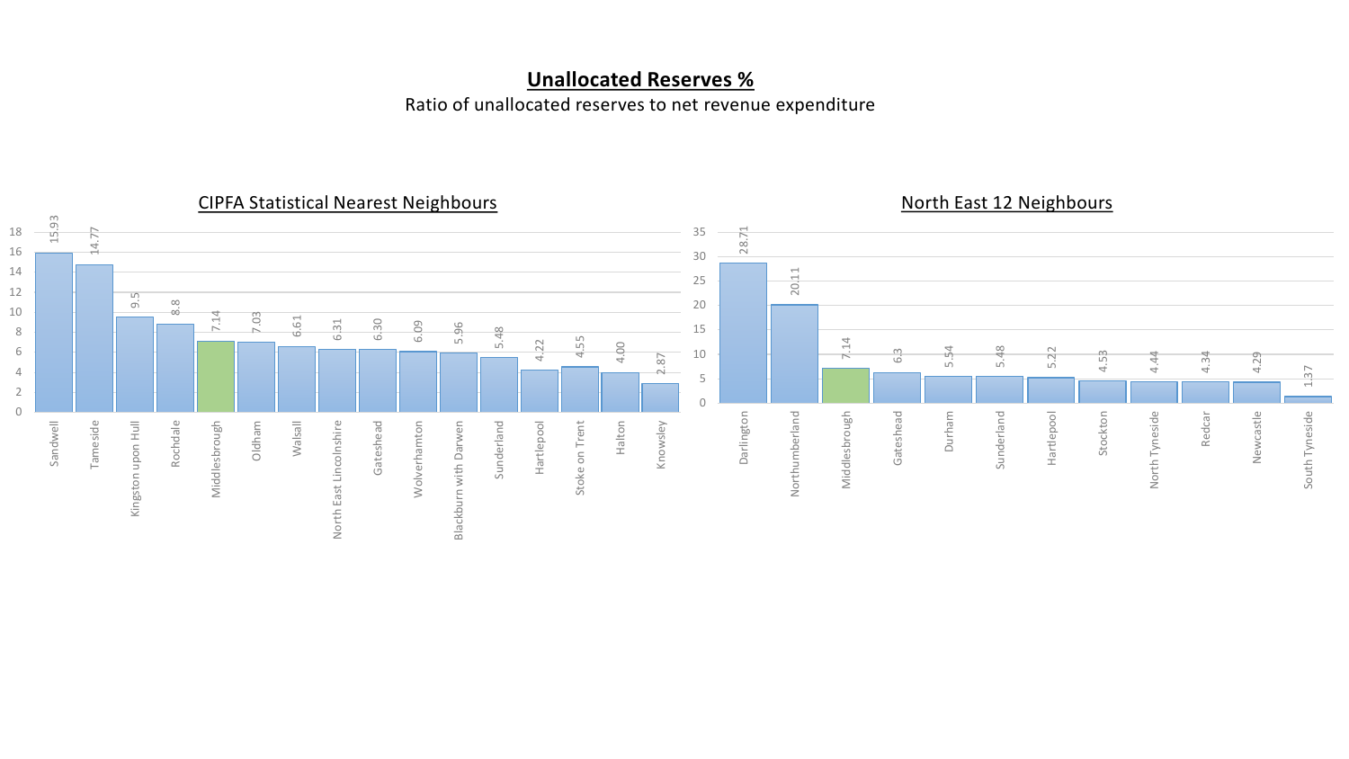# Unallocated Reserves %

Ratio of unallocated reserves to net revenue expenditure

## CIPFA Statistical Nearest Neighbours

| Authority | Ratio |
|---|---|
| Sandwell | 15.93 |
| Tameside | 14.77 |
| Kingston upon Hull | 9.5 |
| Rochdale | 8.8 |
| Middlesbrough | 7.14 |
| Oldham | 7.03 |
| Walsall | 6.61 |
| North East Lincolnshire | 6.31 |
| Gateshead | 6.30 |
| Wolverhamton | 6.09 |
| Blackburn with Darwen | 5.96 |
| Sunderland | 5.48 |
| Hartlepool | 4.22 |
| Stoke on Trent | 4.55 |
| Halton | 4.00 |
| Knowsley | 2.87 |

## North East 12 Neighbours

| Authority | Ratio |
|---|---|
| Darlington | 28.71 |
| Northumberland | 20.11 |
| Middlesbrough | 7.14 |
| Gateshead | 6.3 |
| Durham | 5.54 |
| Sunderland | 5.48 |
| Hartlepool | 5.22 |
| Stockton | 4.53 |
| North Tyneside | 4.44 |
| Redcar | 4.34 |
| Newcastle | 4.29 |
| South Tyneside | 1.37 |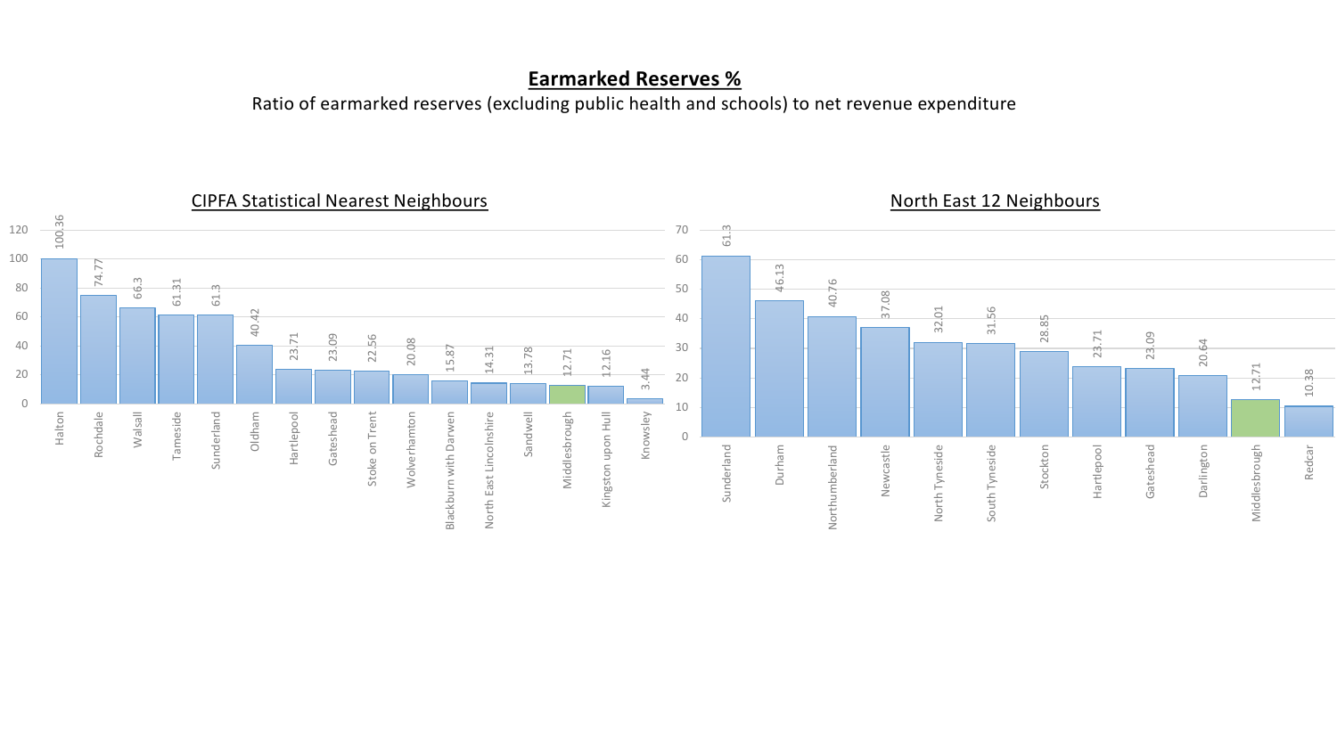# Earmarked Reserves %

Ratio of earmarked reserves (excluding public health and schools) to net revenue expenditure

## CIPFA Statistical Nearest Neighbours

| Authority | Earmarked Reserves % |
|---|---|
| Halton | 100.36 |
| Rochdale | 74.77 |
| Walsall | 66.3 |
| Tameside | 61.31 |
| Sunderland | 61.3 |
| Oldham | 40.42 |
| Hartlepool | 23.71 |
| Gateshead | 23.09 |
| Stoke on Trent | 22.56 |
| Wolverhamton | 20.08 |
| Blackburn with Darwen | 15.87 |
| North East Lincolnshire | 14.31 |
| Sandwell | 13.78 |
| Middlesbrough | 12.71 |
| Kingston upon Hull | 12.16 |
| Knowsley | 3.44 |

## North East 12 Neighbours

| Authority | Earmarked Reserves % |
|---|---|
| Sunderland | 61.3 |
| Durham | 46.13 |
| Northumberland | 40.76 |
| Newcastle | 37.08 |
| North Tyneside | 32.01 |
| South Tyneside | 31.56 |
| Stockton | 28.85 |
| Hartlepool | 23.71 |
| Gateshead | 23.09 |
| Darlington | 20.64 |
| Middlesbrough | 12.71 |
| Redcar | 10.38 |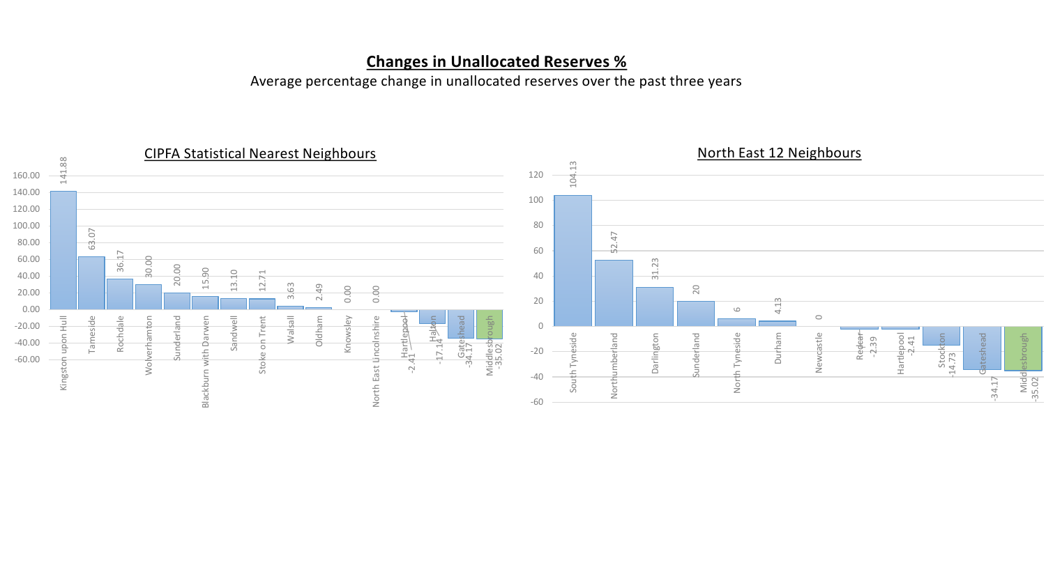# Changes in Unallocated Reserves %

Average percentage change in unallocated reserves over the past three years

## CIPFA Statistical Nearest Neighbours

| Authority | % |
| --- | --- |
| Kingston upon Hull | 141.88 |
| Tameside | 63.07 |
| Rochdale | 36.17 |
| Wolverhamton | 30.00 |
| Sunderland | 20.00 |
| Blackburn with Darwen | 15.90 |
| Sandwell | 13.10 |
| Stoke on Trent | 12.71 |
| Walsall | 3.63 |
| Oldham | 2.49 |
| Knowsley | 0.00 |
| North East Lincolnshire | 0.00 |
| Hartlepool | -2.41 |
| Halton | -17.14 |
| Gateshead | -34.17 |
| Middlesbrough | -35.02 |

## North East 12 Neighbours

| Authority | % |
| --- | --- |
| South Tyneside | 104.13 |
| Northumberland | 52.47 |
| Darlington | 31.23 |
| Sunderland | 20 |
| North Tyneside | 6 |
| Durham | 4.13 |
| Newcastle | 0 |
| Redcar | -2.39 |
| Hartlepool | -2.41 |
| Stockton | -14.73 |
| Gateshead | -34.17 |
| Middlesbrough | -35.02 |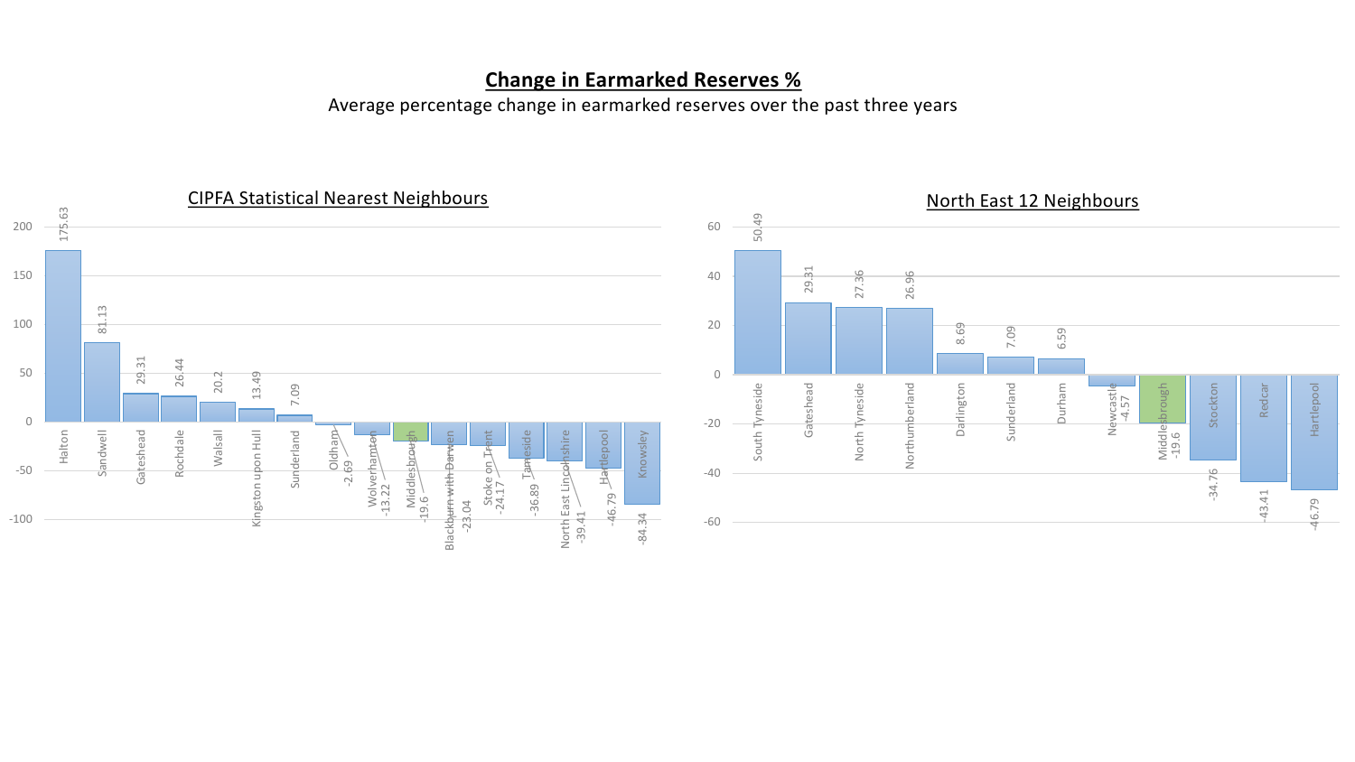# Change in Earmarked Reserves %

Average percentage change in earmarked reserves over the past three years

## CIPFA Statistical Nearest Neighbours

200
150
100
50
0
-50
-100

Halton 175.63
Sandwell 81.13
Gateshead 29.31
Rochdale 26.44
Walsall 20.2
Kingston upon Hull 13.49
Sunderland 7.09
Oldham -2.69
Wolverhampton -13.22
Middlesbrough -19.6
Blackburn with Darwen -23.04
Stoke on Trent -24.17
Tameside -36.89
North East Lincolnshire -39.41
Hartlepool -46.79
Knowsley -84.34

## North East 12 Neighbours

60
40
20
0
-20
-40
-60

South Tyneside 50.49
Gateshead 29.31
North Tyneside 27.36
Northumberland 26.96
Darlington 8.69
Sunderland 7.09
Durham 6.59
Newcastle -4.57
Middlesbrough -19.6
Stockton -34.76
Redcar -43.41
Hartlepool -46.79